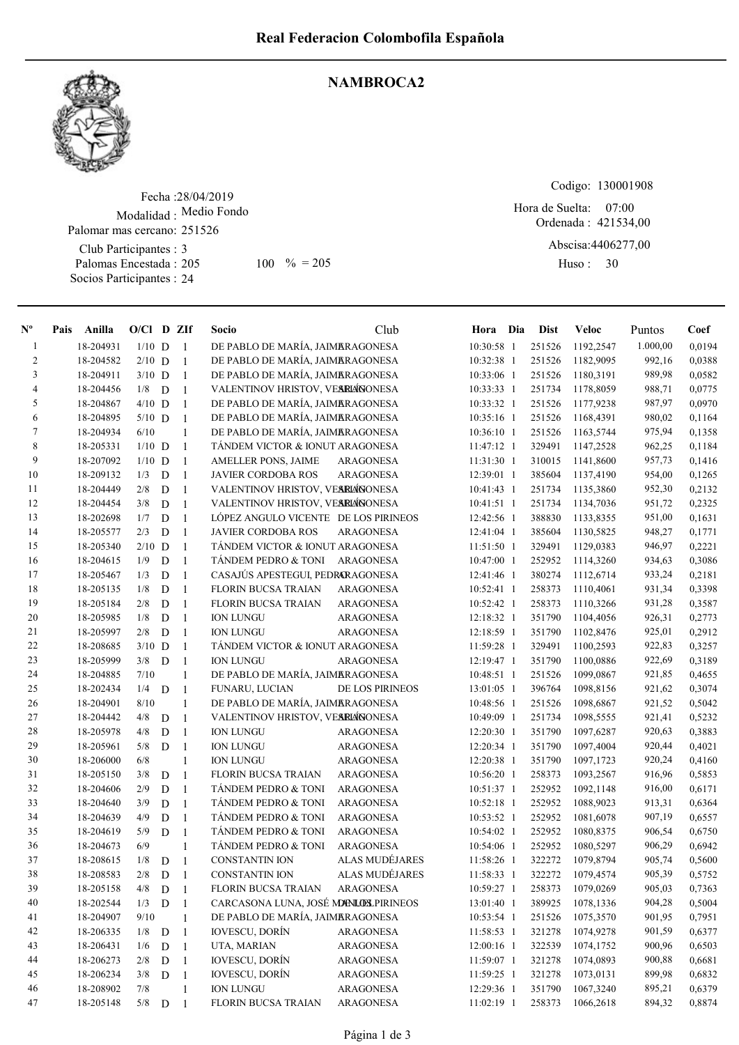# Real Federacion Colombofila Española

## NAMBROCA2

Fecha :28/04/2019
Modalidad : Medio Fondo
Palomar mas cercano: 251526
Club Participantes : 3
Palomas Encestada : 205     100 % = 205
Socios Participantes : 24

Codigo: 130001908
Hora de Suelta: 07:00
Ordenada : 421534,00
Abscisa:4406277,00
Huso : 30

| Nº | Pais | Anilla | O/Cl | D | ZIf | Socio | Club | Hora | Dia | Dist | Veloc | Puntos | Coef |
|---|---|---|---|---|---|---|---|---|---|---|---|---|---|
| 1 | | 18-204931 | 1/10 | D | 1 | DE PABLO DE MARÍA, JAIME | ARAGONESA | 10:30:58 | 1 | 251526 | 1192,2547 | 1.000,00 | 0,0194 |
| 2 | | 18-204582 | 2/10 | D | 1 | DE PABLO DE MARÍA, JAIME | ARAGONESA | 10:32:38 | 1 | 251526 | 1182,9095 | 992,16 | 0,0388 |
| 3 | | 18-204911 | 3/10 | D | 1 | DE PABLO DE MARÍA, JAIME | ARAGONESA | 10:33:06 | 1 | 251526 | 1180,3191 | 989,98 | 0,0582 |
| 4 | | 18-204456 | 1/8 | D | 1 | VALENTINOV HRISTOV, VESELIN | ARAGONESA | 10:33:33 | 1 | 251734 | 1178,8059 | 988,71 | 0,0775 |
| 5 | | 18-204867 | 4/10 | D | 1 | DE PABLO DE MARÍA, JAIME | ARAGONESA | 10:33:32 | 1 | 251526 | 1177,9238 | 987,97 | 0,0970 |
| 6 | | 18-204895 | 5/10 | D | 1 | DE PABLO DE MARÍA, JAIME | ARAGONESA | 10:35:16 | 1 | 251526 | 1168,4391 | 980,02 | 0,1164 |
| 7 | | 18-204934 | 6/10 | | 1 | DE PABLO DE MARÍA, JAIME | ARAGONESA | 10:36:10 | 1 | 251526 | 1163,5744 | 975,94 | 0,1358 |
| 8 | | 18-205331 | 1/10 | D | 1 | TÁNDEM VICTOR & IONUT | ARAGONESA | 11:47:12 | 1 | 329491 | 1147,2528 | 962,25 | 0,1184 |
| 9 | | 18-207092 | 1/10 | D | 1 | AMELLER PONS, JAIME | ARAGONESA | 11:31:30 | 1 | 310015 | 1141,8600 | 957,73 | 0,1416 |
| 10 | | 18-209132 | 1/3 | D | 1 | JAVIER CORDOBA ROS | ARAGONESA | 12:39:01 | 1 | 385604 | 1137,4190 | 954,00 | 0,1265 |
| 11 | | 18-204449 | 2/8 | D | 1 | VALENTINOV HRISTOV, VESELIN | ARAGONESA | 10:41:43 | 1 | 251734 | 1135,3860 | 952,30 | 0,2132 |
| 12 | | 18-204454 | 3/8 | D | 1 | VALENTINOV HRISTOV, VESELIN | ARAGONESA | 10:41:51 | 1 | 251734 | 1134,7036 | 951,72 | 0,2325 |
| 13 | | 18-202698 | 1/7 | D | 1 | LÓPEZ ANGULO VICENTE | DE LOS PIRINEOS | 12:42:56 | 1 | 388830 | 1133,8355 | 951,00 | 0,1631 |
| 14 | | 18-205577 | 2/3 | D | 1 | JAVIER CORDOBA ROS | ARAGONESA | 12:41:04 | 1 | 385604 | 1130,5825 | 948,27 | 0,1771 |
| 15 | | 18-205340 | 2/10 | D | 1 | TÁNDEM VICTOR & IONUT | ARAGONESA | 11:51:50 | 1 | 329491 | 1129,0383 | 946,97 | 0,2221 |
| 16 | | 18-204615 | 1/9 | D | 1 | TÁNDEM PEDRO & TONI | ARAGONESA | 10:47:00 | 1 | 252952 | 1114,3260 | 934,63 | 0,3086 |
| 17 | | 18-205467 | 1/3 | D | 1 | CASAJÚS APESTEGUI, PEDRO | ARAGONESA | 12:41:46 | 1 | 380274 | 1112,6714 | 933,24 | 0,2181 |
| 18 | | 18-205135 | 1/8 | D | 1 | FLORIN BUCSA TRAIAN | ARAGONESA | 10:52:41 | 1 | 258373 | 1110,4061 | 931,34 | 0,3398 |
| 19 | | 18-205184 | 2/8 | D | 1 | FLORIN BUCSA TRAIAN | ARAGONESA | 10:52:42 | 1 | 258373 | 1110,3266 | 931,28 | 0,3587 |
| 20 | | 18-205985 | 1/8 | D | 1 | ION LUNGU | ARAGONESA | 12:18:32 | 1 | 351790 | 1104,4056 | 926,31 | 0,2773 |
| 21 | | 18-205997 | 2/8 | D | 1 | ION LUNGU | ARAGONESA | 12:18:59 | 1 | 351790 | 1102,8476 | 925,01 | 0,2912 |
| 22 | | 18-208685 | 3/10 | D | 1 | TÁNDEM VICTOR & IONUT | ARAGONESA | 11:59:28 | 1 | 329491 | 1100,2593 | 922,83 | 0,3257 |
| 23 | | 18-205999 | 3/8 | D | 1 | ION LUNGU | ARAGONESA | 12:19:47 | 1 | 351790 | 1100,0886 | 922,69 | 0,3189 |
| 24 | | 18-204885 | 7/10 | | 1 | DE PABLO DE MARÍA, JAIME | ARAGONESA | 10:48:51 | 1 | 251526 | 1099,0867 | 921,85 | 0,4655 |
| 25 | | 18-202434 | 1/4 | D | 1 | FUNARU, LUCIAN | DE LOS PIRINEOS | 13:01:05 | 1 | 396764 | 1098,8156 | 921,62 | 0,3074 |
| 26 | | 18-204901 | 8/10 | | 1 | DE PABLO DE MARÍA, JAIME | ARAGONESA | 10:48:56 | 1 | 251526 | 1098,6867 | 921,52 | 0,5042 |
| 27 | | 18-204442 | 4/8 | D | 1 | VALENTINOV HRISTOV, VESELIN | ARAGONESA | 10:49:09 | 1 | 251734 | 1098,5555 | 921,41 | 0,5232 |
| 28 | | 18-205978 | 4/8 | D | 1 | ION LUNGU | ARAGONESA | 12:20:30 | 1 | 351790 | 1097,6287 | 920,63 | 0,3883 |
| 29 | | 18-205961 | 5/8 | D | 1 | ION LUNGU | ARAGONESA | 12:20:34 | 1 | 351790 | 1097,4004 | 920,44 | 0,4021 |
| 30 | | 18-206000 | 6/8 | | 1 | ION LUNGU | ARAGONESA | 12:20:38 | 1 | 351790 | 1097,1723 | 920,24 | 0,4160 |
| 31 | | 18-205150 | 3/8 | D | 1 | FLORIN BUCSA TRAIAN | ARAGONESA | 10:56:20 | 1 | 258373 | 1093,2567 | 916,96 | 0,5853 |
| 32 | | 18-204606 | 2/9 | D | 1 | TÁNDEM PEDRO & TONI | ARAGONESA | 10:51:37 | 1 | 252952 | 1092,1148 | 916,00 | 0,6171 |
| 33 | | 18-204640 | 3/9 | D | 1 | TÁNDEM PEDRO & TONI | ARAGONESA | 10:52:18 | 1 | 252952 | 1088,9023 | 913,31 | 0,6364 |
| 34 | | 18-204639 | 4/9 | D | 1 | TÁNDEM PEDRO & TONI | ARAGONESA | 10:53:52 | 1 | 252952 | 1081,6078 | 907,19 | 0,6557 |
| 35 | | 18-204619 | 5/9 | D | 1 | TÁNDEM PEDRO & TONI | ARAGONESA | 10:54:02 | 1 | 252952 | 1080,8375 | 906,54 | 0,6750 |
| 36 | | 18-204673 | 6/9 | | 1 | TÁNDEM PEDRO & TONI | ARAGONESA | 10:54:06 | 1 | 252952 | 1080,5297 | 906,29 | 0,6942 |
| 37 | | 18-208615 | 1/8 | D | 1 | CONSTANTIN ION | ALAS MUDÉJARES | 11:58:26 | 1 | 322272 | 1079,8794 | 905,74 | 0,5600 |
| 38 | | 18-208583 | 2/8 | D | 1 | CONSTANTIN ION | ALAS MUDÉJARES | 11:58:33 | 1 | 322272 | 1079,4574 | 905,39 | 0,5752 |
| 39 | | 18-205158 | 4/8 | D | 1 | FLORIN BUCSA TRAIAN | ARAGONESA | 10:59:27 | 1 | 258373 | 1079,0269 | 905,03 | 0,7363 |
| 40 | | 18-202544 | 1/3 | D | 1 | CARCASONA LUNA, JOSÉ MANUEL | DE LOS PIRINEOS | 13:01:40 | 1 | 389925 | 1078,1336 | 904,28 | 0,5004 |
| 41 | | 18-204907 | 9/10 | | 1 | DE PABLO DE MARÍA, JAIME | ARAGONESA | 10:53:54 | 1 | 251526 | 1075,3570 | 901,95 | 0,7951 |
| 42 | | 18-206335 | 1/8 | D | 1 | IOVESCU, DORÍN | ARAGONESA | 11:58:53 | 1 | 321278 | 1074,9278 | 901,59 | 0,6377 |
| 43 | | 18-206431 | 1/6 | D | 1 | UTA, MARIAN | ARAGONESA | 12:00:16 | 1 | 322539 | 1074,1752 | 900,96 | 0,6503 |
| 44 | | 18-206273 | 2/8 | D | 1 | IOVESCU, DORÍN | ARAGONESA | 11:59:07 | 1 | 321278 | 1074,0893 | 900,88 | 0,6681 |
| 45 | | 18-206234 | 3/8 | D | 1 | IOVESCU, DORÍN | ARAGONESA | 11:59:25 | 1 | 321278 | 1073,0131 | 899,98 | 0,6832 |
| 46 | | 18-208902 | 7/8 | | 1 | ION LUNGU | ARAGONESA | 12:29:36 | 1 | 351790 | 1067,3240 | 895,21 | 0,6379 |
| 47 | | 18-205148 | 5/8 | D | 1 | FLORIN BUCSA TRAIAN | ARAGONESA | 11:02:19 | 1 | 258373 | 1066,2618 | 894,32 | 0,8874 |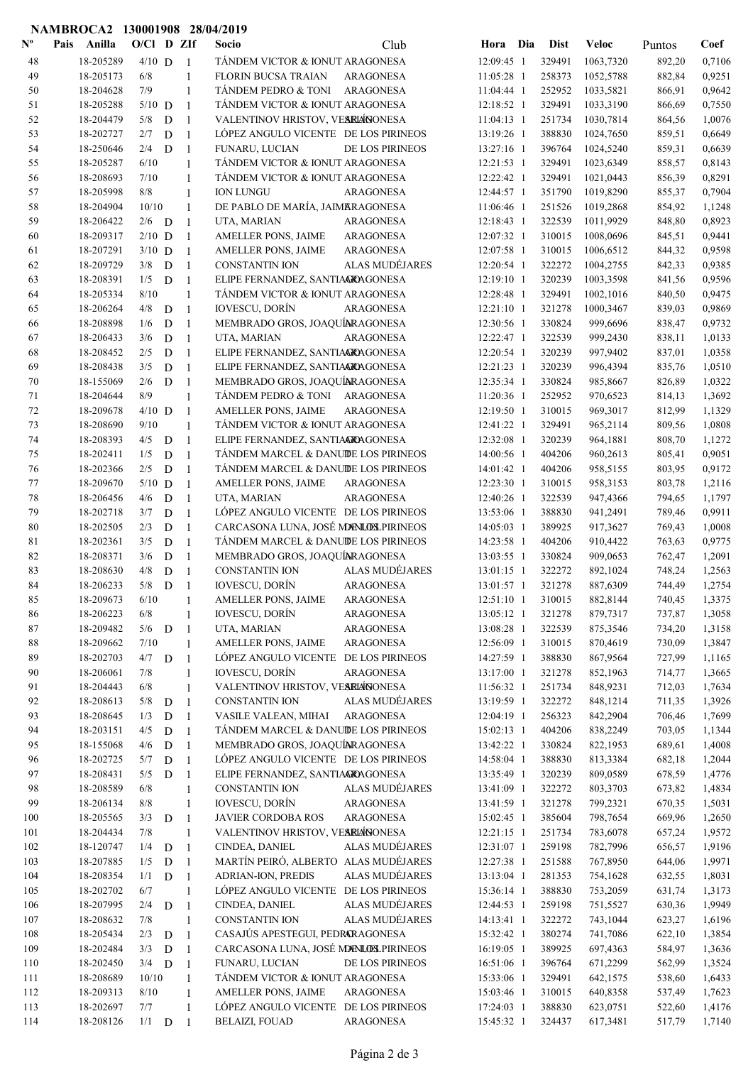NAMBROCA2 130001908 28/04/2019

| Nº | Pais | Anilla | O/Cl | D | ZIf | Socio | Club | Hora | Dia | Dist | Veloc | Puntos | Coef |
|---|---|---|---|---|---|---|---|---|---|---|---|---|---|
| 48 | | 18-205289 | 4/10 | D | 1 | TÁNDEM VICTOR & IONUT | ARAGONESA | 12:09:45 | 1 | 329491 | 1063,7320 | 892,20 | 0,7106 |
| 49 | | 18-205173 | 6/8 | | 1 | FLORIN BUCSA TRAIAN | ARAGONESA | 11:05:28 | 1 | 258373 | 1052,5788 | 882,84 | 0,9251 |
| 50 | | 18-204628 | 7/9 | | 1 | TÁNDEM PEDRO & TONI | ARAGONESA | 11:04:44 | 1 | 252952 | 1033,5821 | 866,91 | 0,9642 |
| 51 | | 18-205288 | 5/10 | D | 1 | TÁNDEM VICTOR & IONUT | ARAGONESA | 12:18:52 | 1 | 329491 | 1033,3190 | 866,69 | 0,7550 |
| 52 | | 18-204479 | 5/8 | D | 1 | VALENTINOV HRISTOV, VESELIN | ARAGONESA | 11:04:13 | 1 | 251734 | 1030,7814 | 864,56 | 1,0076 |
| 53 | | 18-202727 | 2/7 | D | 1 | LÓPEZ ANGULO VICENTE | DE LOS PIRINEOS | 13:19:26 | 1 | 388830 | 1024,7650 | 859,51 | 0,6649 |
| 54 | | 18-250646 | 2/4 | D | 1 | FUNARU, LUCIAN | DE LOS PIRINEOS | 13:27:16 | 1 | 396764 | 1024,5240 | 859,31 | 0,6639 |
| 55 | | 18-205287 | 6/10 | | 1 | TÁNDEM VICTOR & IONUT | ARAGONESA | 12:21:53 | 1 | 329491 | 1023,6349 | 858,57 | 0,8143 |
| 56 | | 18-208693 | 7/10 | | 1 | TÁNDEM VICTOR & IONUT | ARAGONESA | 12:22:42 | 1 | 329491 | 1021,0443 | 856,39 | 0,8291 |
| 57 | | 18-205998 | 8/8 | | 1 | ION LUNGU | ARAGONESA | 12:44:57 | 1 | 351790 | 1019,8290 | 855,37 | 0,7904 |
| 58 | | 18-204904 | 10/10 | | 1 | DE PABLO DE MARÍA, JAIME | ARAGONESA | 11:06:46 | 1 | 251526 | 1019,2868 | 854,92 | 1,1248 |
| 59 | | 18-206422 | 2/6 | D | 1 | UTA, MARIAN | ARAGONESA | 12:18:43 | 1 | 322539 | 1011,9929 | 848,80 | 0,8923 |
| 60 | | 18-209317 | 2/10 | D | 1 | AMELLER PONS, JAIME | ARAGONESA | 12:07:32 | 1 | 310015 | 1008,0696 | 845,51 | 0,9441 |
| 61 | | 18-207291 | 3/10 | D | 1 | AMELLER PONS, JAIME | ARAGONESA | 12:07:58 | 1 | 310015 | 1006,6512 | 844,32 | 0,9598 |
| 62 | | 18-209729 | 3/8 | D | 1 | CONSTANTIN ION | ALAS MUDÉJARES | 12:20:54 | 1 | 322272 | 1004,2755 | 842,33 | 0,9385 |
| 63 | | 18-208391 | 1/5 | D | 1 | ELIPE FERNANDEZ, SANTIAGO | ARAGONESA | 12:19:10 | 1 | 320239 | 1003,3598 | 841,56 | 0,9596 |
| 64 | | 18-205334 | 8/10 | | 1 | TÁNDEM VICTOR & IONUT | ARAGONESA | 12:28:48 | 1 | 329491 | 1002,1016 | 840,50 | 0,9475 |
| 65 | | 18-206264 | 4/8 | D | 1 | IOVESCU, DORÍN | ARAGONESA | 12:21:10 | 1 | 321278 | 1000,3467 | 839,03 | 0,9869 |
| 66 | | 18-208898 | 1/6 | D | 1 | MEMBRADO GROS, JOAQUÍN | ARAGONESA | 12:30:56 | 1 | 330824 | 999,6696 | 838,47 | 0,9732 |
| 67 | | 18-206433 | 3/6 | D | 1 | UTA, MARIAN | ARAGONESA | 12:22:47 | 1 | 322539 | 999,2430 | 838,11 | 1,0133 |
| 68 | | 18-208452 | 2/5 | D | 1 | ELIPE FERNANDEZ, SANTIAGO | ARAGONESA | 12:20:54 | 1 | 320239 | 997,9402 | 837,01 | 1,0358 |
| 69 | | 18-208438 | 3/5 | D | 1 | ELIPE FERNANDEZ, SANTIAGO | ARAGONESA | 12:21:23 | 1 | 320239 | 996,4394 | 835,76 | 1,0510 |
| 70 | | 18-155069 | 2/6 | D | 1 | MEMBRADO GROS, JOAQUÍN | ARAGONESA | 12:35:34 | 1 | 330824 | 985,8667 | 826,89 | 1,0322 |
| 71 | | 18-204644 | 8/9 | | 1 | TÁNDEM PEDRO & TONI | ARAGONESA | 11:20:36 | 1 | 252952 | 970,6523 | 814,13 | 1,3692 |
| 72 | | 18-209678 | 4/10 | D | 1 | AMELLER PONS, JAIME | ARAGONESA | 12:19:50 | 1 | 310015 | 969,3017 | 812,99 | 1,1329 |
| 73 | | 18-208690 | 9/10 | | 1 | TÁNDEM VICTOR & IONUT | ARAGONESA | 12:41:22 | 1 | 329491 | 965,2114 | 809,56 | 1,0808 |
| 74 | | 18-208393 | 4/5 | D | 1 | ELIPE FERNANDEZ, SANTIAGO | ARAGONESA | 12:32:08 | 1 | 320239 | 964,1881 | 808,70 | 1,1272 |
| 75 | | 18-202411 | 1/5 | D | 1 | TÁNDEM MARCEL & DANUT | DE LOS PIRINEOS | 14:00:56 | 1 | 404206 | 960,2613 | 805,41 | 0,9051 |
| 76 | | 18-202366 | 2/5 | D | 1 | TÁNDEM MARCEL & DANUT | DE LOS PIRINEOS | 14:01:42 | 1 | 404206 | 958,5155 | 803,95 | 0,9172 |
| 77 | | 18-209670 | 5/10 | D | 1 | AMELLER PONS, JAIME | ARAGONESA | 12:23:30 | 1 | 310015 | 958,3153 | 803,78 | 1,2116 |
| 78 | | 18-206456 | 4/6 | D | 1 | UTA, MARIAN | ARAGONESA | 12:40:26 | 1 | 322539 | 947,4366 | 794,65 | 1,1797 |
| 79 | | 18-202718 | 3/7 | D | 1 | LÓPEZ ANGULO VICENTE | DE LOS PIRINEOS | 13:53:06 | 1 | 388830 | 941,2491 | 789,46 | 0,9911 |
| 80 | | 18-202505 | 2/3 | D | 1 | CARCASONA LUNA, JOSÉ MANUEL | DE LOS PIRINEOS | 14:05:03 | 1 | 389925 | 917,3627 | 769,43 | 1,0008 |
| 81 | | 18-202361 | 3/5 | D | 1 | TÁNDEM MARCEL & DANUT | DE LOS PIRINEOS | 14:23:58 | 1 | 404206 | 910,4422 | 763,63 | 0,9775 |
| 82 | | 18-208371 | 3/6 | D | 1 | MEMBRADO GROS, JOAQUÍN | ARAGONESA | 13:03:55 | 1 | 330824 | 909,0653 | 762,47 | 1,2091 |
| 83 | | 18-208630 | 4/8 | D | 1 | CONSTANTIN ION | ALAS MUDÉJARES | 13:01:15 | 1 | 322272 | 892,1024 | 748,24 | 1,2563 |
| 84 | | 18-206233 | 5/8 | D | 1 | IOVESCU, DORÍN | ARAGONESA | 13:01:57 | 1 | 321278 | 887,6309 | 744,49 | 1,2754 |
| 85 | | 18-209673 | 6/10 | | 1 | AMELLER PONS, JAIME | ARAGONESA | 12:51:10 | 1 | 310015 | 882,8144 | 740,45 | 1,3375 |
| 86 | | 18-206223 | 6/8 | | 1 | IOVESCU, DORÍN | ARAGONESA | 13:05:12 | 1 | 321278 | 879,7317 | 737,87 | 1,3058 |
| 87 | | 18-209482 | 5/6 | D | 1 | UTA, MARIAN | ARAGONESA | 13:08:28 | 1 | 322539 | 875,3546 | 734,20 | 1,3158 |
| 88 | | 18-209662 | 7/10 | | 1 | AMELLER PONS, JAIME | ARAGONESA | 12:56:09 | 1 | 310015 | 870,4619 | 730,09 | 1,3847 |
| 89 | | 18-202703 | 4/7 | D | 1 | LÓPEZ ANGULO VICENTE | DE LOS PIRINEOS | 14:27:59 | 1 | 388830 | 867,9564 | 727,99 | 1,1165 |
| 90 | | 18-206061 | 7/8 | | 1 | IOVESCU, DORÍN | ARAGONESA | 13:17:00 | 1 | 321278 | 852,1963 | 714,77 | 1,3665 |
| 91 | | 18-204443 | 6/8 | | 1 | VALENTINOV HRISTOV, VESELIN | ARAGONESA | 11:56:32 | 1 | 251734 | 848,9231 | 712,03 | 1,7634 |
| 92 | | 18-208613 | 5/8 | D | 1 | CONSTANTIN ION | ALAS MUDÉJARES | 13:19:59 | 1 | 322272 | 848,1214 | 711,35 | 1,3926 |
| 93 | | 18-208645 | 1/3 | D | 1 | VASILE VALEAN, MIHAI | ARAGONESA | 12:04:19 | 1 | 256323 | 842,2904 | 706,46 | 1,7699 |
| 94 | | 18-203151 | 4/5 | D | 1 | TÁNDEM MARCEL & DANUT | DE LOS PIRINEOS | 15:02:13 | 1 | 404206 | 838,2249 | 703,05 | 1,1344 |
| 95 | | 18-155068 | 4/6 | D | 1 | MEMBRADO GROS, JOAQUÍN | ARAGONESA | 13:42:22 | 1 | 330824 | 822,1953 | 689,61 | 1,4008 |
| 96 | | 18-202725 | 5/7 | D | 1 | LÓPEZ ANGULO VICENTE | DE LOS PIRINEOS | 14:58:04 | 1 | 388830 | 813,3384 | 682,18 | 1,2044 |
| 97 | | 18-208431 | 5/5 | D | 1 | ELIPE FERNANDEZ, SANTIAGO | ARAGONESA | 13:35:49 | 1 | 320239 | 809,0589 | 678,59 | 1,4776 |
| 98 | | 18-208589 | 6/8 | | 1 | CONSTANTIN ION | ALAS MUDÉJARES | 13:41:09 | 1 | 322272 | 803,3703 | 673,82 | 1,4834 |
| 99 | | 18-206134 | 8/8 | | 1 | IOVESCU, DORÍN | ARAGONESA | 13:41:59 | 1 | 321278 | 799,2321 | 670,35 | 1,5031 |
| 100 | | 18-205565 | 3/3 | D | 1 | JAVIER CORDOBA ROS | ARAGONESA | 15:02:45 | 1 | 385604 | 798,7654 | 669,96 | 1,2650 |
| 101 | | 18-204434 | 7/8 | | 1 | VALENTINOV HRISTOV, VESELIN | ARAGONESA | 12:21:15 | 1 | 251734 | 783,6078 | 657,24 | 1,9572 |
| 102 | | 18-120747 | 1/4 | D | 1 | CINDEA, DANIEL | ALAS MUDÉJARES | 12:31:07 | 1 | 259198 | 782,7996 | 656,57 | 1,9196 |
| 103 | | 18-207885 | 1/5 | D | 1 | MARTÍN PEIRÓ, ALBERTO | ALAS MUDÉJARES | 12:27:38 | 1 | 251588 | 767,8950 | 644,06 | 1,9971 |
| 104 | | 18-208354 | 1/1 | D | 1 | ADRIAN-ION, PREDIS | ALAS MUDÉJARES | 13:13:04 | 1 | 281353 | 754,1628 | 632,55 | 1,8031 |
| 105 | | 18-202702 | 6/7 | | 1 | LÓPEZ ANGULO VICENTE | DE LOS PIRINEOS | 15:36:14 | 1 | 388830 | 753,2059 | 631,74 | 1,3173 |
| 106 | | 18-207995 | 2/4 | D | 1 | CINDEA, DANIEL | ALAS MUDÉJARES | 12:44:53 | 1 | 259198 | 751,5527 | 630,36 | 1,9949 |
| 107 | | 18-208632 | 7/8 | | 1 | CONSTANTIN ION | ALAS MUDÉJARES | 14:13:41 | 1 | 322272 | 743,1044 | 623,27 | 1,6196 |
| 108 | | 18-205434 | 2/3 | D | 1 | CASAJÚS APESTEGUI, PEDRO | ARAGONESA | 15:32:42 | 1 | 380274 | 741,7086 | 622,10 | 1,3854 |
| 109 | | 18-202484 | 3/3 | D | 1 | CARCASONA LUNA, JOSÉ MANUEL | DE LOS PIRINEOS | 16:19:05 | 1 | 389925 | 697,4363 | 584,97 | 1,3636 |
| 110 | | 18-202450 | 3/4 | D | 1 | FUNARU, LUCIAN | DE LOS PIRINEOS | 16:51:06 | 1 | 396764 | 671,2299 | 562,99 | 1,3524 |
| 111 | | 18-208689 | 10/10 | | 1 | TÁNDEM VICTOR & IONUT | ARAGONESA | 15:33:06 | 1 | 329491 | 642,1575 | 538,60 | 1,6433 |
| 112 | | 18-209313 | 8/10 | | 1 | AMELLER PONS, JAIME | ARAGONESA | 15:03:46 | 1 | 310015 | 640,8358 | 537,49 | 1,7623 |
| 113 | | 18-202697 | 7/7 | | 1 | LÓPEZ ANGULO VICENTE | DE LOS PIRINEOS | 17:24:03 | 1 | 388830 | 623,0751 | 522,60 | 1,4176 |
| 114 | | 18-208126 | 1/1 | D | 1 | BELAIZI, FOUAD | ARAGONESA | 15:45:32 | 1 | 324437 | 617,3481 | 517,79 | 1,7140 |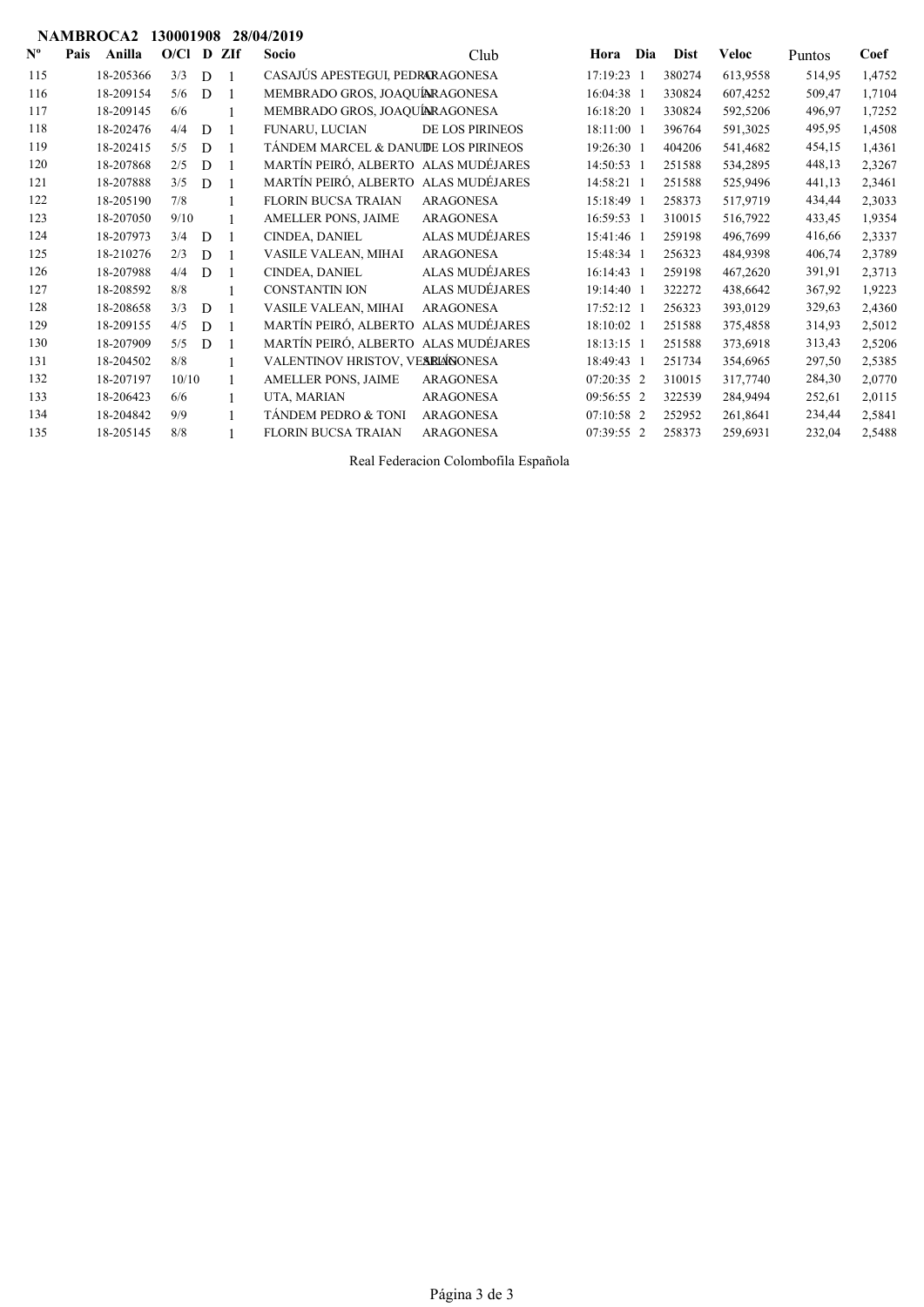**NAMBROCA2 130001908 28/04/2019**

| Nº | Pais | Anilla | O/Cl | D | ZIf | Socio | Club | Hora | Dia | Dist | Veloc | Puntos | Coef |
|---|---|---|---|---|---|---|---|---|---|---|---|---|---|
| 115 | | 18-205366 | 3/3 | D | 1 | CASAJÚS APESTEGUI, PEDRO | ARAGONESA | 17:19:23 | 1 | 380274 | 613,9558 | 514,95 | 1,4752 |
| 116 | | 18-209154 | 5/6 | D | 1 | MEMBRADO GROS, JOAQUÍN | ARAGONESA | 16:04:38 | 1 | 330824 | 607,4252 | 509,47 | 1,7104 |
| 117 | | 18-209145 | 6/6 | | 1 | MEMBRADO GROS, JOAQUÍN | ARAGONESA | 16:18:20 | 1 | 330824 | 592,5206 | 496,97 | 1,7252 |
| 118 | | 18-202476 | 4/4 | D | 1 | FUNARU, LUCIAN | DE LOS PIRINEOS | 18:11:00 | 1 | 396764 | 591,3025 | 495,95 | 1,4508 |
| 119 | | 18-202415 | 5/5 | D | 1 | TÁNDEM MARCEL & DANUT | DE LOS PIRINEOS | 19:26:30 | 1 | 404206 | 541,4682 | 454,15 | 1,4361 |
| 120 | | 18-207868 | 2/5 | D | 1 | MARTÍN PEIRÓ, ALBERTO | ALAS MUDÉJARES | 14:50:53 | 1 | 251588 | 534,2895 | 448,13 | 2,3267 |
| 121 | | 18-207888 | 3/5 | D | 1 | MARTÍN PEIRÓ, ALBERTO | ALAS MUDÉJARES | 14:58:21 | 1 | 251588 | 525,9496 | 441,13 | 2,3461 |
| 122 | | 18-205190 | 7/8 | | 1 | FLORIN BUCSA TRAIAN | ARAGONESA | 15:18:49 | 1 | 258373 | 517,9719 | 434,44 | 2,3033 |
| 123 | | 18-207050 | 9/10 | | 1 | AMELLER PONS, JAIME | ARAGONESA | 16:59:53 | 1 | 310015 | 516,7922 | 433,45 | 1,9354 |
| 124 | | 18-207973 | 3/4 | D | 1 | CINDEA, DANIEL | ALAS MUDÉJARES | 15:41:46 | 1 | 259198 | 496,7699 | 416,66 | 2,3337 |
| 125 | | 18-210276 | 2/3 | D | 1 | VASILE VALEAN, MIHAI | ARAGONESA | 15:48:34 | 1 | 256323 | 484,9398 | 406,74 | 2,3789 |
| 126 | | 18-207988 | 4/4 | D | 1 | CINDEA, DANIEL | ALAS MUDÉJARES | 16:14:43 | 1 | 259198 | 467,2620 | 391,91 | 2,3713 |
| 127 | | 18-208592 | 8/8 | | 1 | CONSTANTIN ION | ALAS MUDÉJARES | 19:14:40 | 1 | 322272 | 438,6642 | 367,92 | 1,9223 |
| 128 | | 18-208658 | 3/3 | D | 1 | VASILE VALEAN, MIHAI | ARAGONESA | 17:52:12 | 1 | 256323 | 393,0129 | 329,63 | 2,4360 |
| 129 | | 18-209155 | 4/5 | D | 1 | MARTÍN PEIRÓ, ALBERTO | ALAS MUDÉJARES | 18:10:02 | 1 | 251588 | 375,4858 | 314,93 | 2,5012 |
| 130 | | 18-207909 | 5/5 | D | 1 | MARTÍN PEIRÓ, ALBERTO | ALAS MUDÉJARES | 18:13:15 | 1 | 251588 | 373,6918 | 313,43 | 2,5206 |
| 131 | | 18-204502 | 8/8 | | 1 | VALENTINOV HRISTOV, VESELIN | ARAGONESA | 18:49:43 | 1 | 251734 | 354,6965 | 297,50 | 2,5385 |
| 132 | | 18-207197 | 10/10 | | 1 | AMELLER PONS, JAIME | ARAGONESA | 07:20:35 | 2 | 310015 | 317,7740 | 284,30 | 2,0770 |
| 133 | | 18-206423 | 6/6 | | 1 | UTA, MARIAN | ARAGONESA | 09:56:55 | 2 | 322539 | 284,9494 | 252,61 | 2,0115 |
| 134 | | 18-204842 | 9/9 | | 1 | TÁNDEM PEDRO & TONI | ARAGONESA | 07:10:58 | 2 | 252952 | 261,8641 | 234,44 | 2,5841 |
| 135 | | 18-205145 | 8/8 | | 1 | FLORIN BUCSA TRAIAN | ARAGONESA | 07:39:55 | 2 | 258373 | 259,6931 | 232,04 | 2,5488 |

Real Federacion Colombofila Española